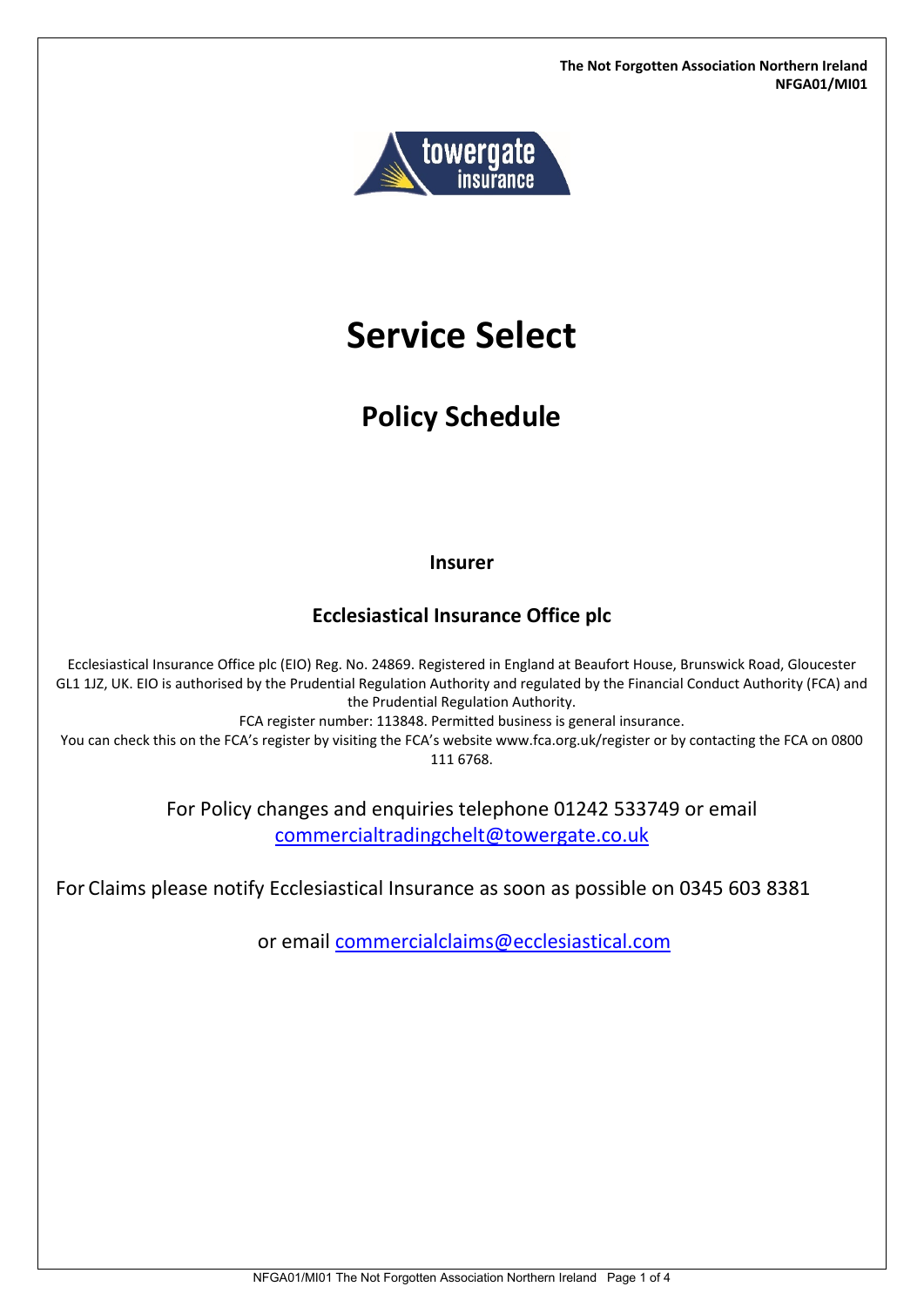**The Not Forgotten Association Northern Ireland**
**NFGA01/MI01**

# Service Select

## Policy Schedule

**Insurer**

**Ecclesiastical Insurance Office plc**

Ecclesiastical Insurance Office plc (EIO) Reg. No. 24869. Registered in England at Beaufort House, Brunswick Road, Gloucester GL1 1JZ, UK. EIO is authorised by the Prudential Regulation Authority and regulated by the Financial Conduct Authority (FCA) and the Prudential Regulation Authority.
FCA register number: 113848. Permitted business is general insurance.
You can check this on the FCA's register by visiting the FCA's website www.fca.org.uk/register or by contacting the FCA on 0800 111 6768.

For Policy changes and enquiries telephone 01242 533749 or email commercialtradingchelt@towergate.co.uk

For Claims please notify Ecclesiastical Insurance as soon as possible on 0345 603 8381

or email commercialclaims@ecclesiastical.com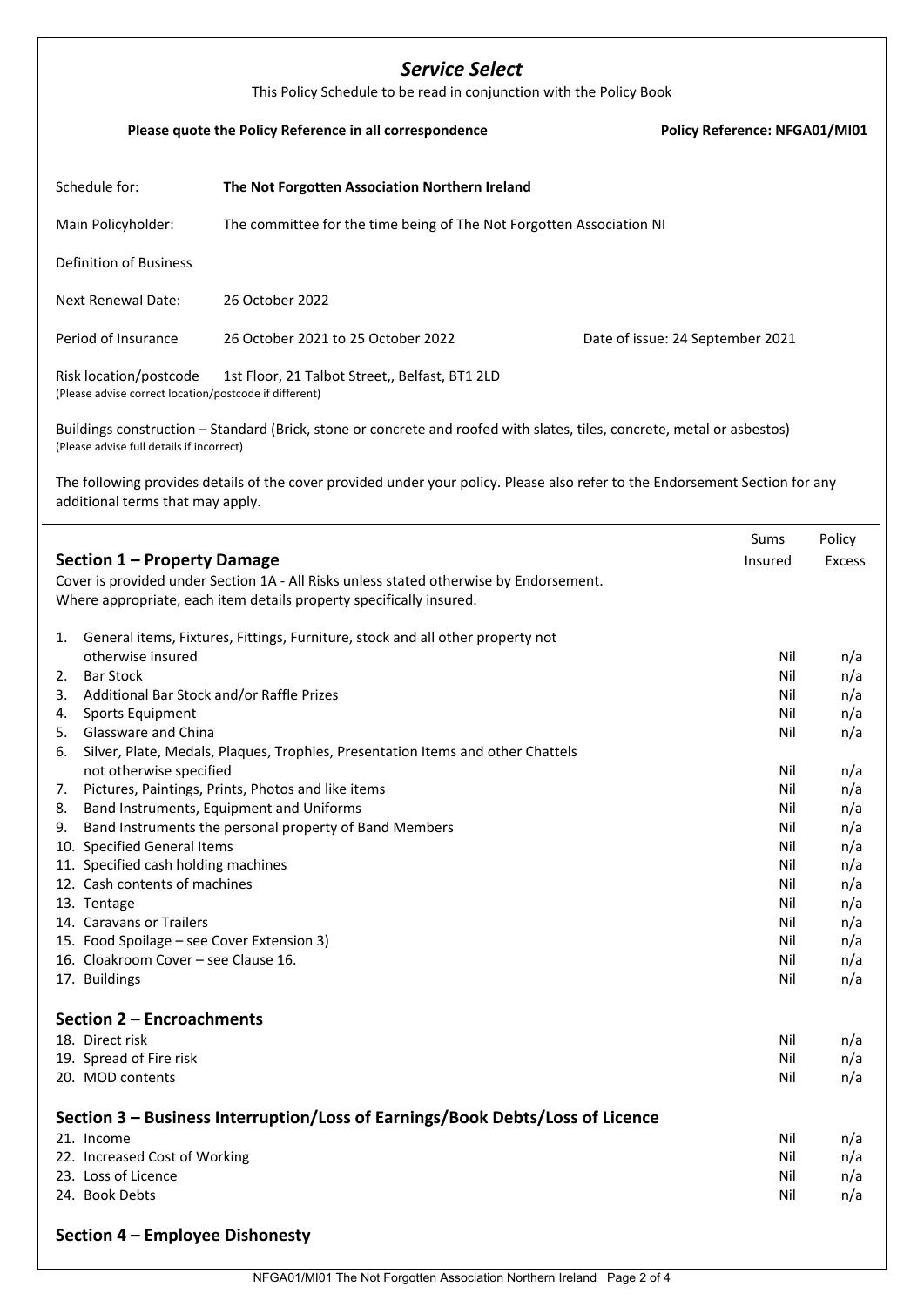# *Service Select*

This Policy Schedule to be read in conjunction with the Policy Book

**Please quote the Policy Reference in all correspondence** **Policy Reference: NFGA01/MI01**

| | | |
|---|---|---|
| Schedule for: | **The Not Forgotten Association Northern Ireland** | |
| Main Policyholder: | The committee for the time being of The Not Forgotten Association NI | |
| Definition of Business | | |
| Next Renewal Date: | 26 October 2022 | |
| Period of Insurance | 26 October 2021 to 25 October 2022 | Date of issue: 24 September 2021 |
| Risk location/postcode<br>(Please advise correct location/postcode if different) | 1st Floor, 21 Talbot Street,, Belfast, BT1 2LD | |

Buildings construction – Standard (Brick, stone or concrete and roofed with slates, tiles, concrete, metal or asbestos)
(Please advise full details if incorrect)

The following provides details of the cover provided under your policy. Please also refer to the Endorsement Section for any additional terms that may apply.

## Section 1 – Property Damage

Cover is provided under Section 1A - All Risks unless stated otherwise by Endorsement.
Where appropriate, each item details property specifically insured.

| Item | Sums Insured | Policy Excess |
|---|---|---|
| 1. General items, Fixtures, Fittings, Furniture, stock and all other property not otherwise insured | Nil | n/a |
| 2. Bar Stock | Nil | n/a |
| 3. Additional Bar Stock and/or Raffle Prizes | Nil | n/a |
| 4. Sports Equipment | Nil | n/a |
| 5. Glassware and China | Nil | n/a |
| 6. Silver, Plate, Medals, Plaques, Trophies, Presentation Items and other Chattels not otherwise specified | Nil | n/a |
| 7. Pictures, Paintings, Prints, Photos and like items | Nil | n/a |
| 8. Band Instruments, Equipment and Uniforms | Nil | n/a |
| 9. Band Instruments the personal property of Band Members | Nil | n/a |
| 10. Specified General Items | Nil | n/a |
| 11. Specified cash holding machines | Nil | n/a |
| 12. Cash contents of machines | Nil | n/a |
| 13. Tentage | Nil | n/a |
| 14. Caravans or Trailers | Nil | n/a |
| 15. Food Spoilage – see Cover Extension 3) | Nil | n/a |
| 16. Cloakroom Cover – see Clause 16. | Nil | n/a |
| 17. Buildings | Nil | n/a |

## Section 2 – Encroachments

| Item | Sums Insured | Policy Excess |
|---|---|---|
| 18. Direct risk | Nil | n/a |
| 19. Spread of Fire risk | Nil | n/a |
| 20. MOD contents | Nil | n/a |

## Section 3 – Business Interruption/Loss of Earnings/Book Debts/Loss of Licence

| Item | Sums Insured | Policy Excess |
|---|---|---|
| 21. Income | Nil | n/a |
| 22. Increased Cost of Working | Nil | n/a |
| 23. Loss of Licence | Nil | n/a |
| 24. Book Debts | Nil | n/a |

## Section 4 – Employee Dishonesty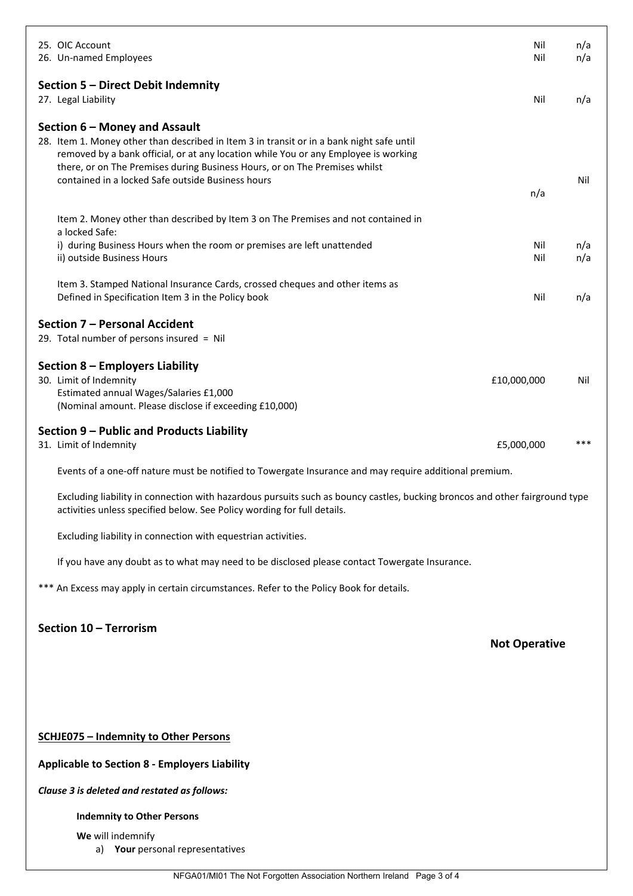| | | |
|---|---|---|
| 25. OIC Account | Nil | n/a |
| 26. Un-named Employees | Nil | n/a |

## Section 5 – Direct Debit Indemnity

| | | |
|---|---|---|
| 27. Legal Liability | Nil | n/a |

## Section 6 – Money and Assault

| | | |
|---|---|---|
| 28. Item 1. Money other than described in Item 3 in transit or in a bank night safe until removed by a bank official, or at any location while You or any Employee is working there, or on The Premises during Business Hours, or on The Premises whilst contained in a locked Safe outside Business hours | n/a | Nil |
| Item 2. Money other than described by Item 3 on The Premises and not contained in a locked Safe: | | |
| i) during Business Hours when the room or premises are left unattended | Nil | n/a |
| ii) outside Business Hours | Nil | n/a |
| Item 3. Stamped National Insurance Cards, crossed cheques and other items as Defined in Specification Item 3 in the Policy book | Nil | n/a |

## Section 7 – Personal Accident

29. Total number of persons insured = Nil

## Section 8 – Employers Liability

| | | |
|---|---|---|
| 30. Limit of Indemnity<br>Estimated annual Wages/Salaries £1,000<br>(Nominal amount. Please disclose if exceeding £10,000) | £10,000,000 | Nil |

## Section 9 – Public and Products Liability

| | | |
|---|---|---|
| 31. Limit of Indemnity | £5,000,000 | *** |

Events of a one-off nature must be notified to Towergate Insurance and may require additional premium.

Excluding liability in connection with hazardous pursuits such as bouncy castles, bucking broncos and other fairground type activities unless specified below. See Policy wording for full details.

Excluding liability in connection with equestrian activities.

If you have any doubt as to what may need to be disclosed please contact Towergate Insurance.

*** An Excess may apply in certain circumstances. Refer to the Policy Book for details.

## Section 10 – Terrorism

**Not Operative**

**SCHJE075 – Indemnity to Other Persons**

**Applicable to Section 8 - Employers Liability**

***Clause 3 is deleted and restated as follows:***

**Indemnity to Other Persons**

**We** will indemnify

a) **Your** personal representatives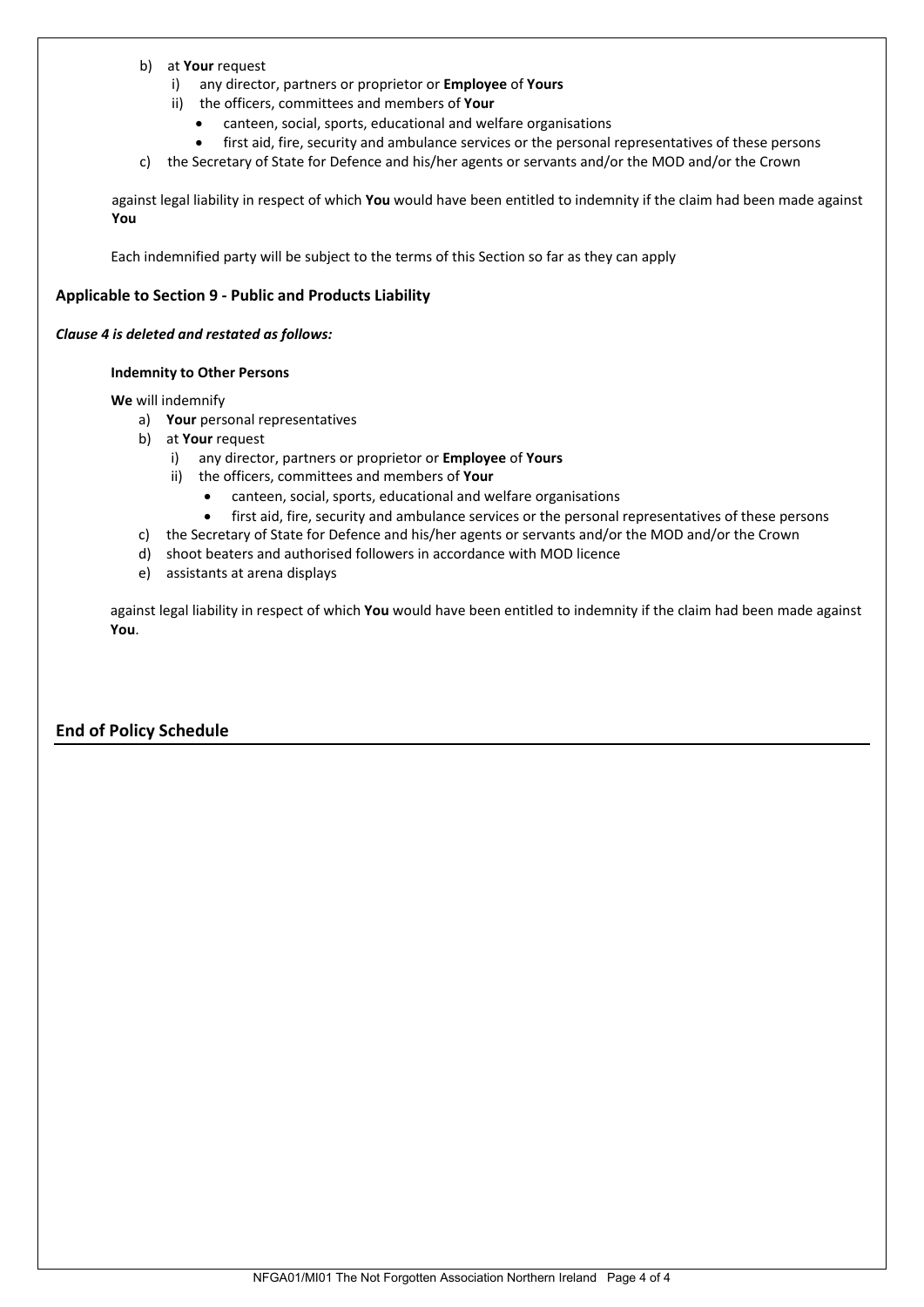b) at **Your** request
   i) any director, partners or proprietor or **Employee** of **Yours**
   ii) the officers, committees and members of **Your**
      - canteen, social, sports, educational and welfare organisations
      - first aid, fire, security and ambulance services or the personal representatives of these persons

c) the Secretary of State for Defence and his/her agents or servants and/or the MOD and/or the Crown

against legal liability in respect of which **You** would have been entitled to indemnity if the claim had been made against **You**

Each indemnified party will be subject to the terms of this Section so far as they can apply

### Applicable to Section 9 - Public and Products Liability

***Clause 4 is deleted and restated as follows:***

**Indemnity to Other Persons**

**We** will indemnify

a) **Your** personal representatives

b) at **Your** request
   i) any director, partners or proprietor or **Employee** of **Yours**
   ii) the officers, committees and members of **Your**
      - canteen, social, sports, educational and welfare organisations
      - first aid, fire, security and ambulance services or the personal representatives of these persons

c) the Secretary of State for Defence and his/her agents or servants and/or the MOD and/or the Crown

d) shoot beaters and authorised followers in accordance with MOD licence

e) assistants at arena displays

against legal liability in respect of which **You** would have been entitled to indemnity if the claim had been made against **You**.

### End of Policy Schedule